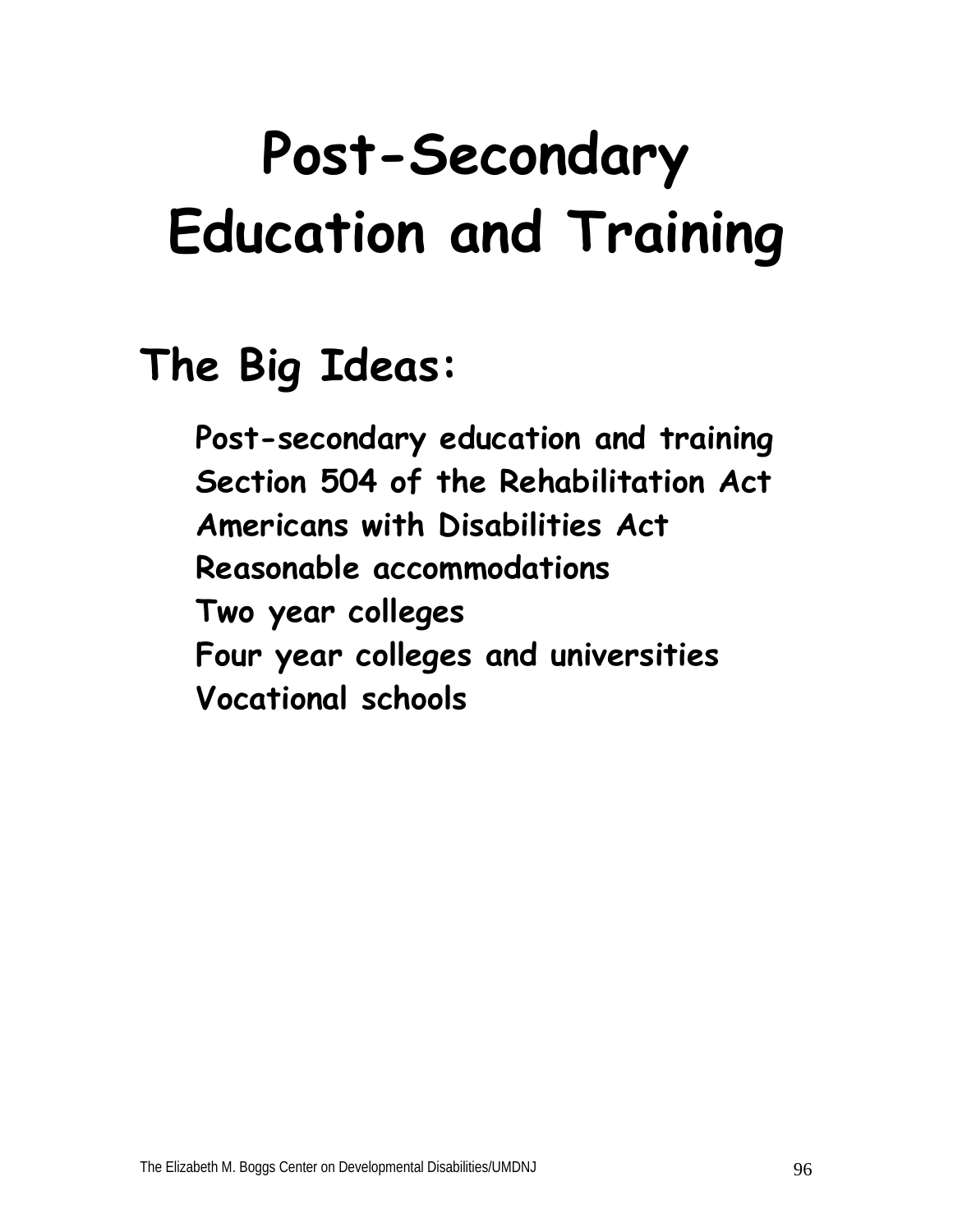# Post-Secondary Education and Training

## The Big Ideas:

- Post-secondary education and training
- Section 504 of the Rehabilitation Act
- Americans with Disabilities Act
- Reasonable accommodations
- Two year colleges
- Four year colleges and universities
- Vocational schools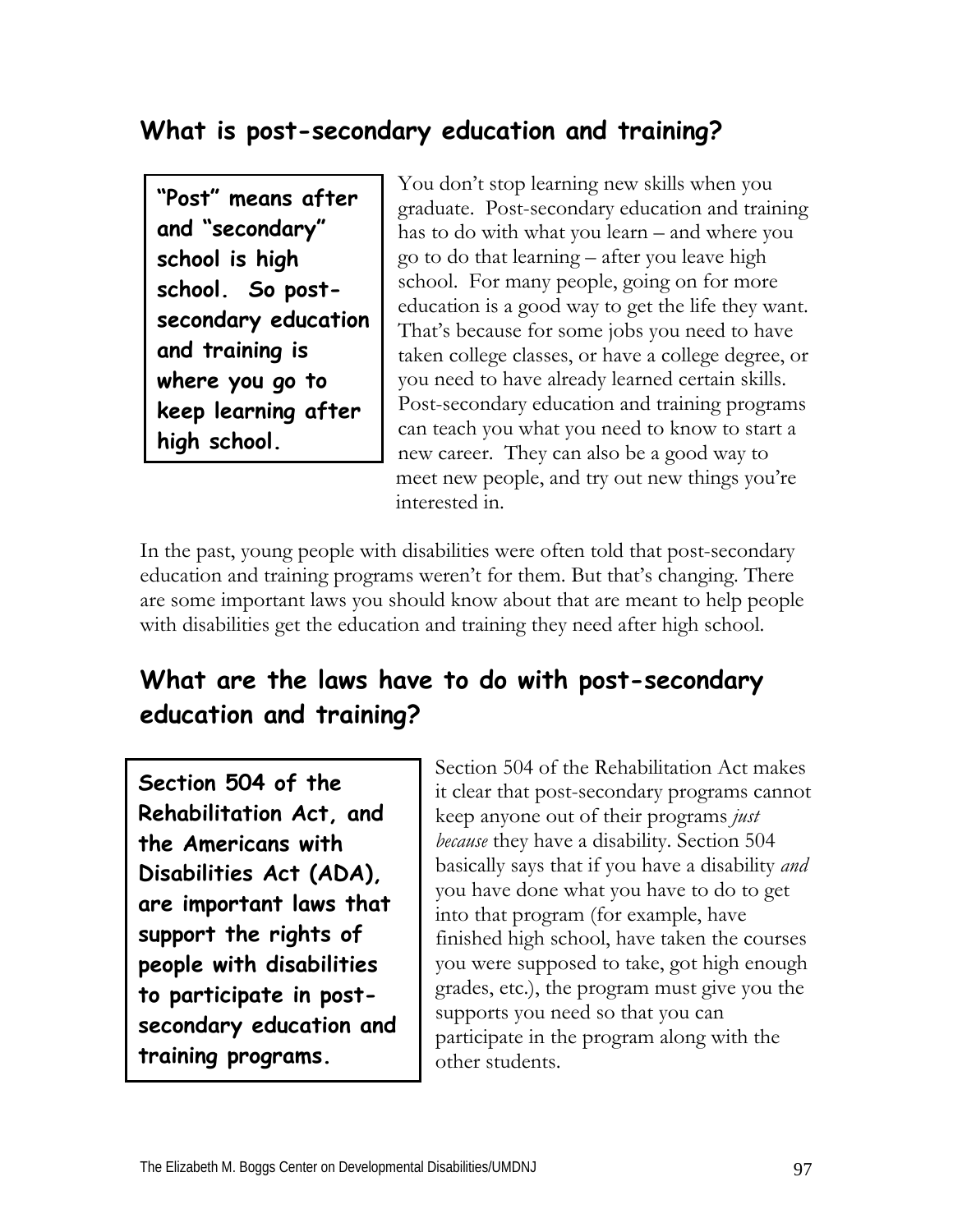## What is post-secondary education and training?

**"Post" means after and "secondary" school is high school. So post-secondary education and training is where you go to keep learning after high school.**

You don't stop learning new skills when you graduate. Post-secondary education and training has to do with what you learn – and where you go to do that learning – after you leave high school. For many people, going on for more education is a good way to get the life they want. That's because for some jobs you need to have taken college classes, or have a college degree, or you need to have already learned certain skills. Post-secondary education and training programs can teach you what you need to know to start a new career. They can also be a good way to meet new people, and try out new things you're interested in.

In the past, young people with disabilities were often told that post-secondary education and training programs weren't for them. But that's changing. There are some important laws you should know about that are meant to help people with disabilities get the education and training they need after high school.

## What are the laws have to do with post-secondary education and training?

**Section 504 of the Rehabilitation Act, and the Americans with Disabilities Act (ADA), are important laws that support the rights of people with disabilities to participate in post-secondary education and training programs.**

Section 504 of the Rehabilitation Act makes it clear that post-secondary programs cannot keep anyone out of their programs *just because* they have a disability. Section 504 basically says that if you have a disability *and* you have done what you have to do to get into that program (for example, have finished high school, have taken the courses you were supposed to take, got high enough grades, etc.), the program must give you the supports you need so that you can participate in the program along with the other students.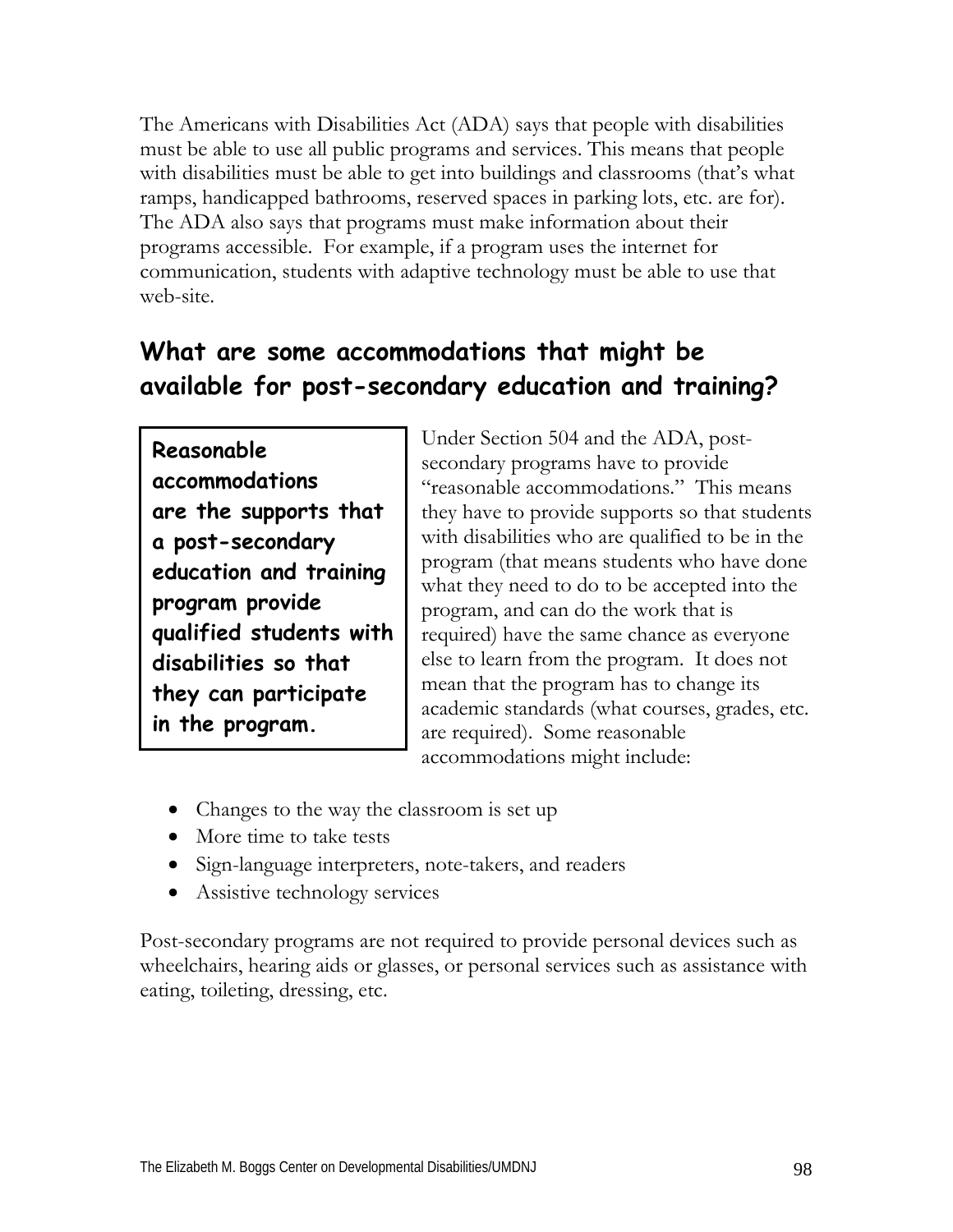The Americans with Disabilities Act (ADA) says that people with disabilities must be able to use all public programs and services. This means that people with disabilities must be able to get into buildings and classrooms (that's what ramps, handicapped bathrooms, reserved spaces in parking lots, etc. are for). The ADA also says that programs must make information about their programs accessible. For example, if a program uses the internet for communication, students with adaptive technology must be able to use that web-site.

## What are some accommodations that might be available for post-secondary education and training?

> **Reasonable accommodations are the supports that a post-secondary education and training program provide qualified students with disabilities so that they can participate in the program.**

Under Section 504 and the ADA, post-secondary programs have to provide "reasonable accommodations." This means they have to provide supports so that students with disabilities who are qualified to be in the program (that means students who have done what they need to do to be accepted into the program, and can do the work that is required) have the same chance as everyone else to learn from the program. It does not mean that the program has to change its academic standards (what courses, grades, etc. are required). Some reasonable accommodations might include:

- Changes to the way the classroom is set up
- More time to take tests
- Sign-language interpreters, note-takers, and readers
- Assistive technology services

Post-secondary programs are not required to provide personal devices such as wheelchairs, hearing aids or glasses, or personal services such as assistance with eating, toileting, dressing, etc.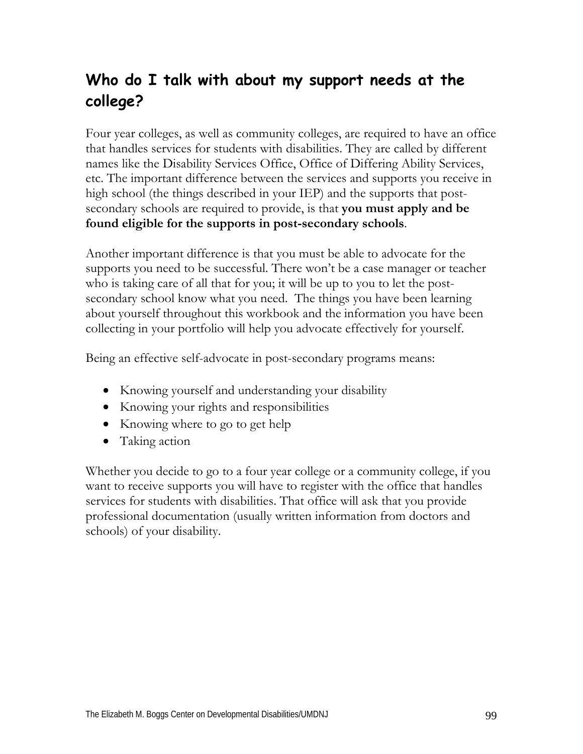## Who do I talk with about my support needs at the college?

Four year colleges, as well as community colleges, are required to have an office that handles services for students with disabilities. They are called by different names like the Disability Services Office, Office of Differing Ability Services, etc. The important difference between the services and supports you receive in high school (the things described in your IEP) and the supports that post-secondary schools are required to provide, is that **you must apply and be found eligible for the supports in post-secondary schools**.

Another important difference is that you must be able to advocate for the supports you need to be successful. There won't be a case manager or teacher who is taking care of all that for you; it will be up to you to let the post-secondary school know what you need. The things you have been learning about yourself throughout this workbook and the information you have been collecting in your portfolio will help you advocate effectively for yourself.

Being an effective self-advocate in post-secondary programs means:

- Knowing yourself and understanding your disability
- Knowing your rights and responsibilities
- Knowing where to go to get help
- Taking action

Whether you decide to go to a four year college or a community college, if you want to receive supports you will have to register with the office that handles services for students with disabilities. That office will ask that you provide professional documentation (usually written information from doctors and schools) of your disability.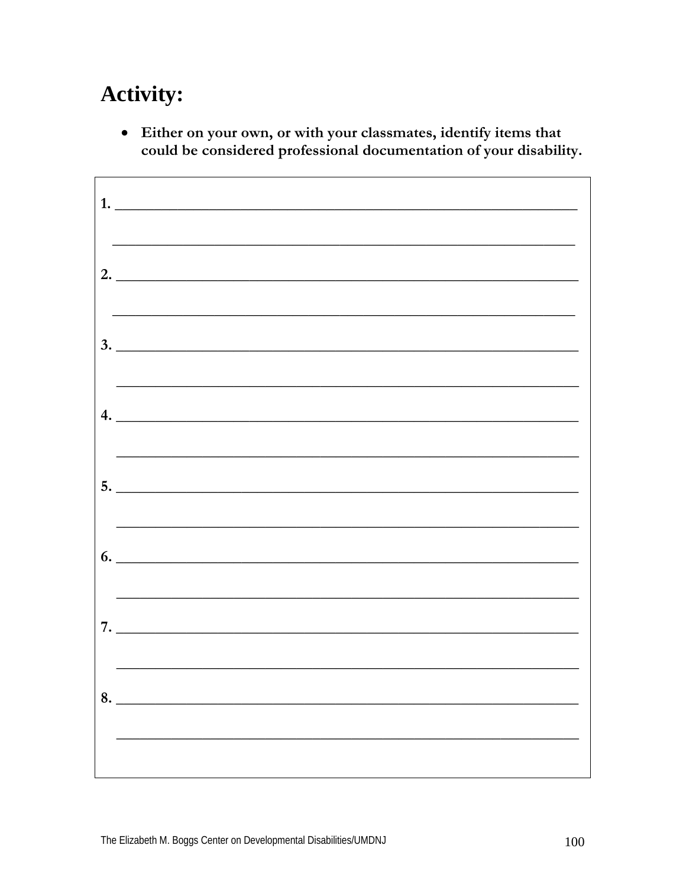# Activity:

- **Either on your own, or with your classmates, identify items that could be considered professional documentation of your disability.**

**1.** ____________________________________________________________

____________________________________________________________

**2.** ____________________________________________________________

____________________________________________________________

**3.** ____________________________________________________________

____________________________________________________________

**4.** ____________________________________________________________

____________________________________________________________

**5.** ____________________________________________________________

____________________________________________________________

**6.** ____________________________________________________________

____________________________________________________________

**7.** ____________________________________________________________

____________________________________________________________

**8.** ____________________________________________________________

____________________________________________________________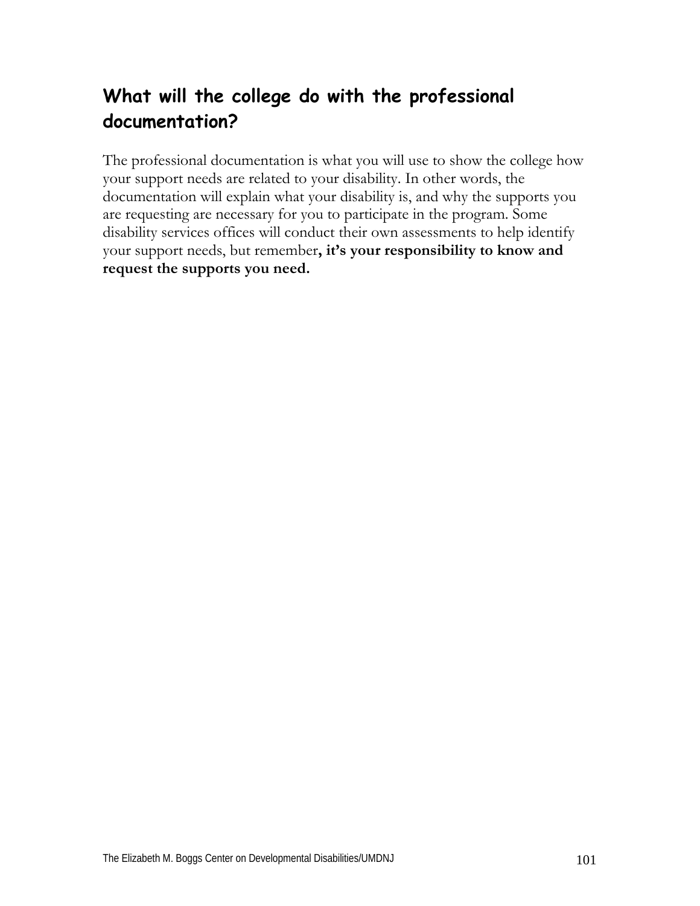## What will the college do with the professional documentation?

The professional documentation is what you will use to show the college how your support needs are related to your disability. In other words, the documentation will explain what your disability is, and why the supports you are requesting are necessary for you to participate in the program. Some disability services offices will conduct their own assessments to help identify your support needs, but remember**, it's your responsibility to know and request the supports you need.**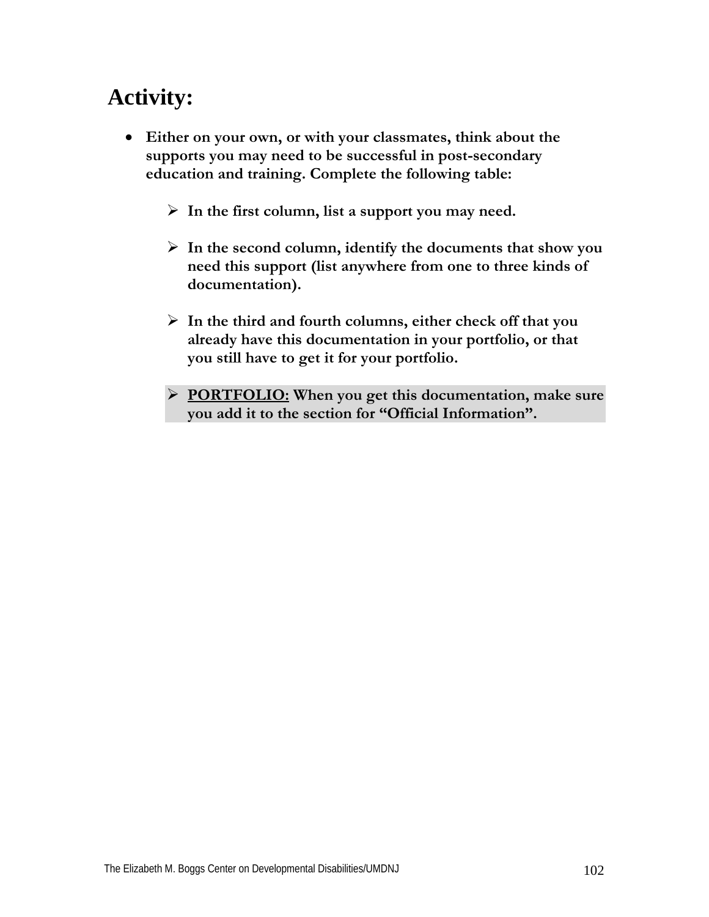## Activity:

- **Either on your own, or with your classmates, think about the supports you may need to be successful in post-secondary education and training. Complete the following table:**

  - **In the first column, list a support you may need.**

  - **In the second column, identify the documents that show you need this support (list anywhere from one to three kinds of documentation).**

  - **In the third and fourth columns, either check off that you already have this documentation in your portfolio, or that you still have to get it for your portfolio.**

  - **<u>PORTFOLIO:</u> When you get this documentation, make sure you add it to the section for "Official Information".**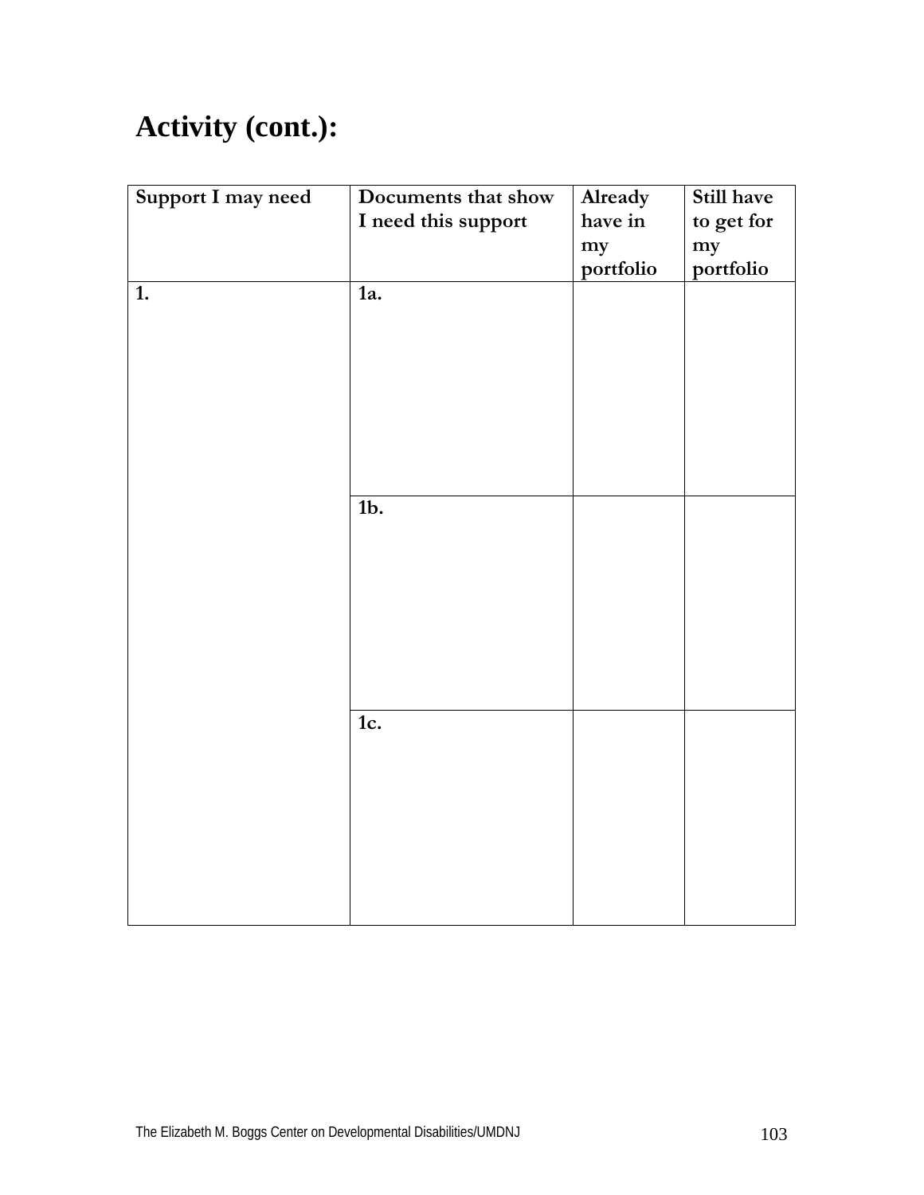## Activity (cont.):

| Support I may need | Documents that show I need this support | Already have in my portfolio | Still have to get for my portfolio |
|---|---|---|---|
| 1. | 1a. | | |
| | 1b. | | |
| | 1c. | | |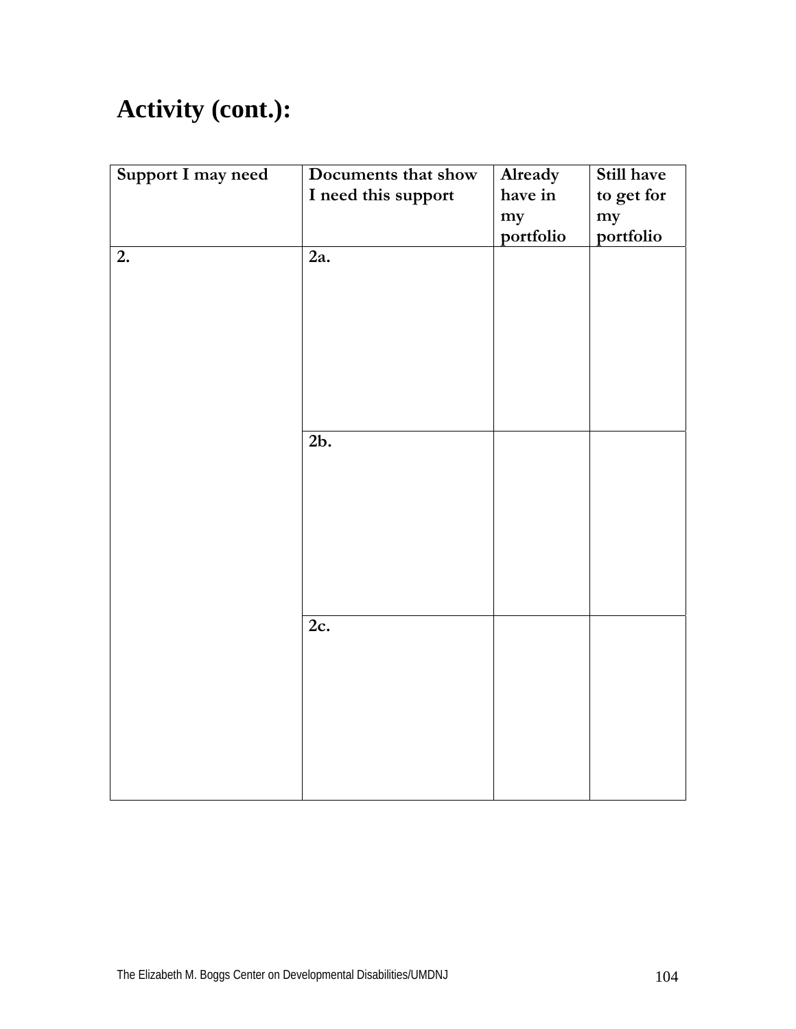## Activity (cont.):

| Support I may need | Documents that show I need this support | Already have in my portfolio | Still have to get for my portfolio |
|---|---|---|---|
| 2. | 2a. | | |
| | 2b. | | |
| | 2c. | | |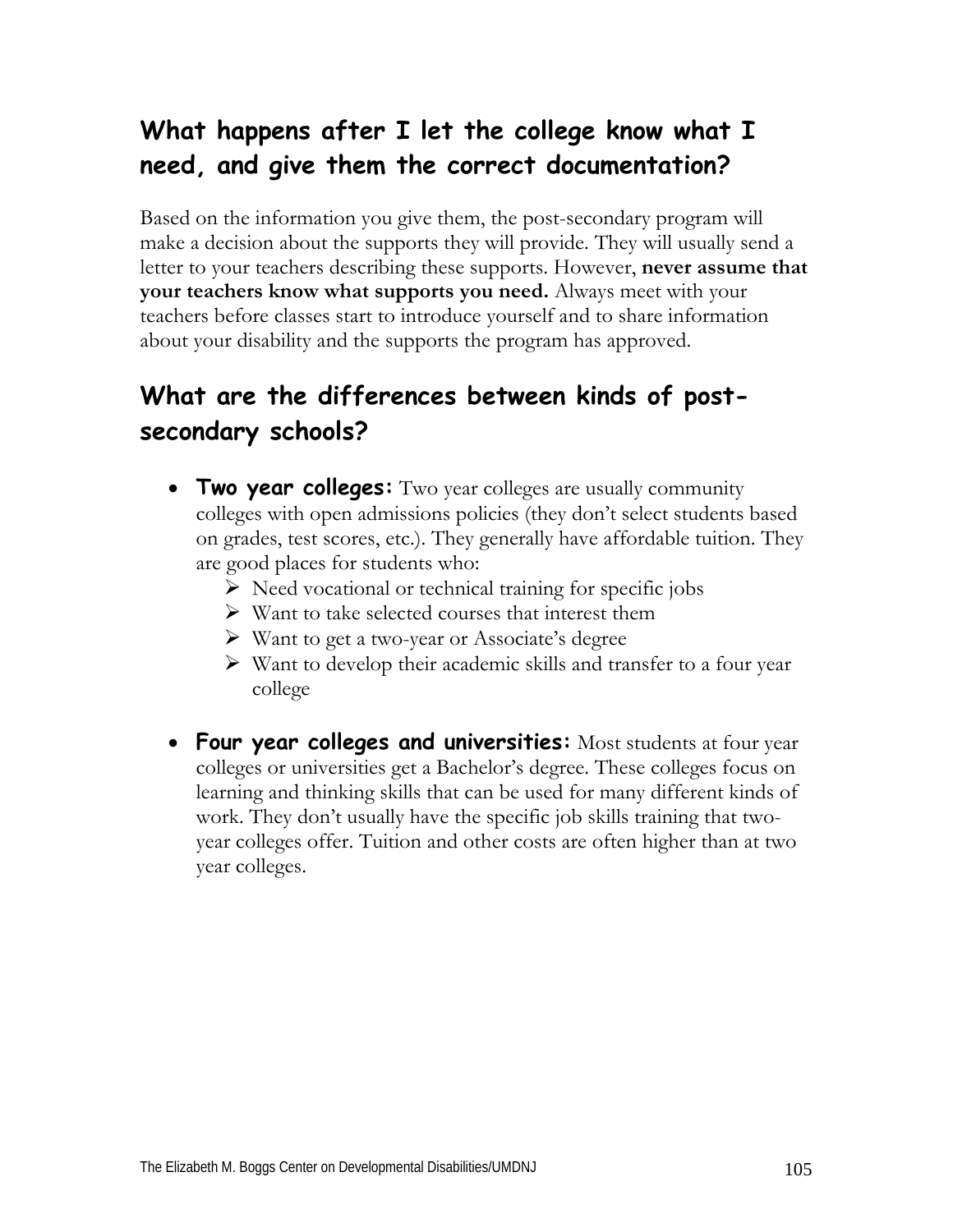## What happens after I let the college know what I need, and give them the correct documentation?

Based on the information you give them, the post-secondary program will make a decision about the supports they will provide. They will usually send a letter to your teachers describing these supports. However, **never assume that your teachers know what supports you need.** Always meet with your teachers before classes start to introduce yourself and to share information about your disability and the supports the program has approved.

## What are the differences between kinds of post-secondary schools?

- **Two year colleges:** Two year colleges are usually community colleges with open admissions policies (they don't select students based on grades, test scores, etc.). They generally have affordable tuition. They are good places for students who:
  - Need vocational or technical training for specific jobs
  - Want to take selected courses that interest them
  - Want to get a two-year or Associate's degree
  - Want to develop their academic skills and transfer to a four year college

- **Four year colleges and universities:** Most students at four year colleges or universities get a Bachelor's degree. These colleges focus on learning and thinking skills that can be used for many different kinds of work. They don't usually have the specific job skills training that two-year colleges offer. Tuition and other costs are often higher than at two year colleges.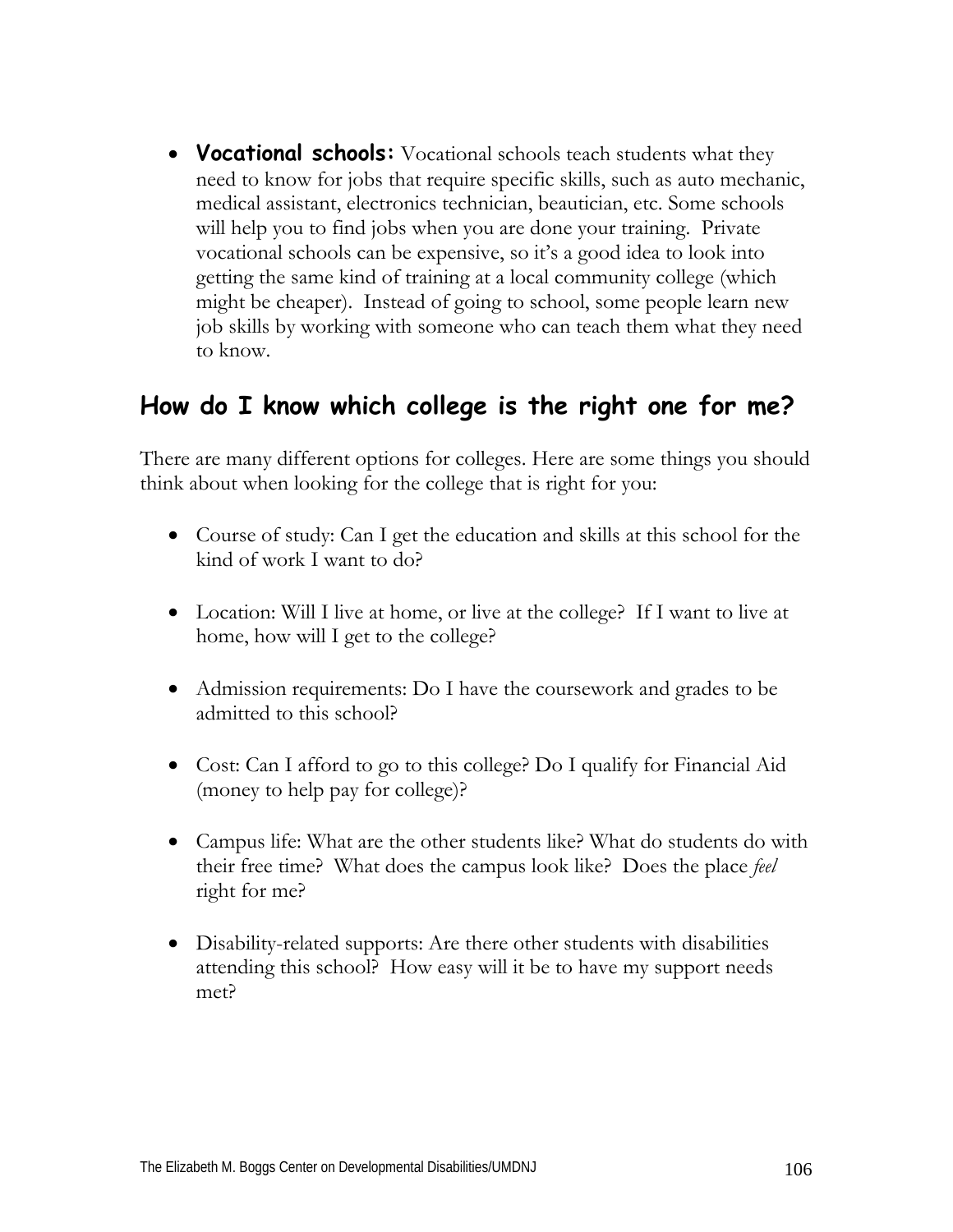- **Vocational schools:** Vocational schools teach students what they need to know for jobs that require specific skills, such as auto mechanic, medical assistant, electronics technician, beautician, etc. Some schools will help you to find jobs when you are done your training. Private vocational schools can be expensive, so it's a good idea to look into getting the same kind of training at a local community college (which might be cheaper). Instead of going to school, some people learn new job skills by working with someone who can teach them what they need to know.

## How do I know which college is the right one for me?

There are many different options for colleges. Here are some things you should think about when looking for the college that is right for you:

- Course of study: Can I get the education and skills at this school for the kind of work I want to do?

- Location: Will I live at home, or live at the college? If I want to live at home, how will I get to the college?

- Admission requirements: Do I have the coursework and grades to be admitted to this school?

- Cost: Can I afford to go to this college? Do I qualify for Financial Aid (money to help pay for college)?

- Campus life: What are the other students like? What do students do with their free time? What does the campus look like? Does the place *feel* right for me?

- Disability-related supports: Are there other students with disabilities attending this school? How easy will it be to have my support needs met?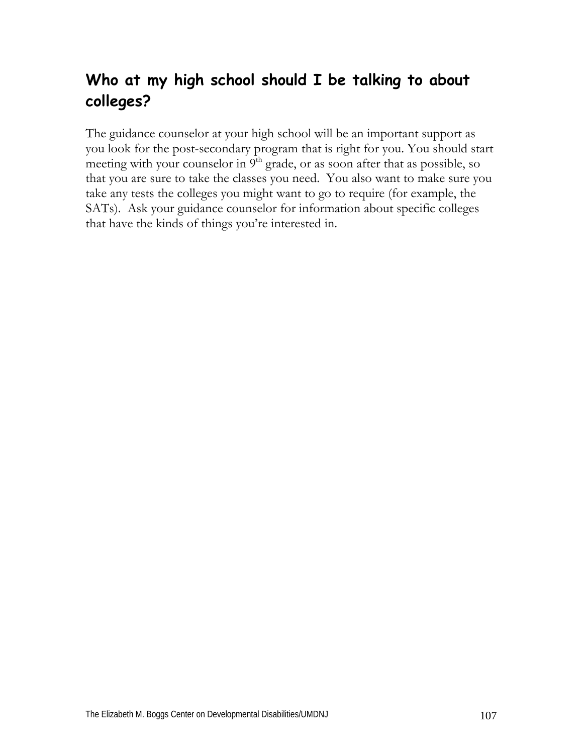## Who at my high school should I be talking to about colleges?

The guidance counselor at your high school will be an important support as you look for the post-secondary program that is right for you. You should start meeting with your counselor in 9th grade, or as soon after that as possible, so that you are sure to take the classes you need. You also want to make sure you take any tests the colleges you might want to go to require (for example, the SATs). Ask your guidance counselor for information about specific colleges that have the kinds of things you're interested in.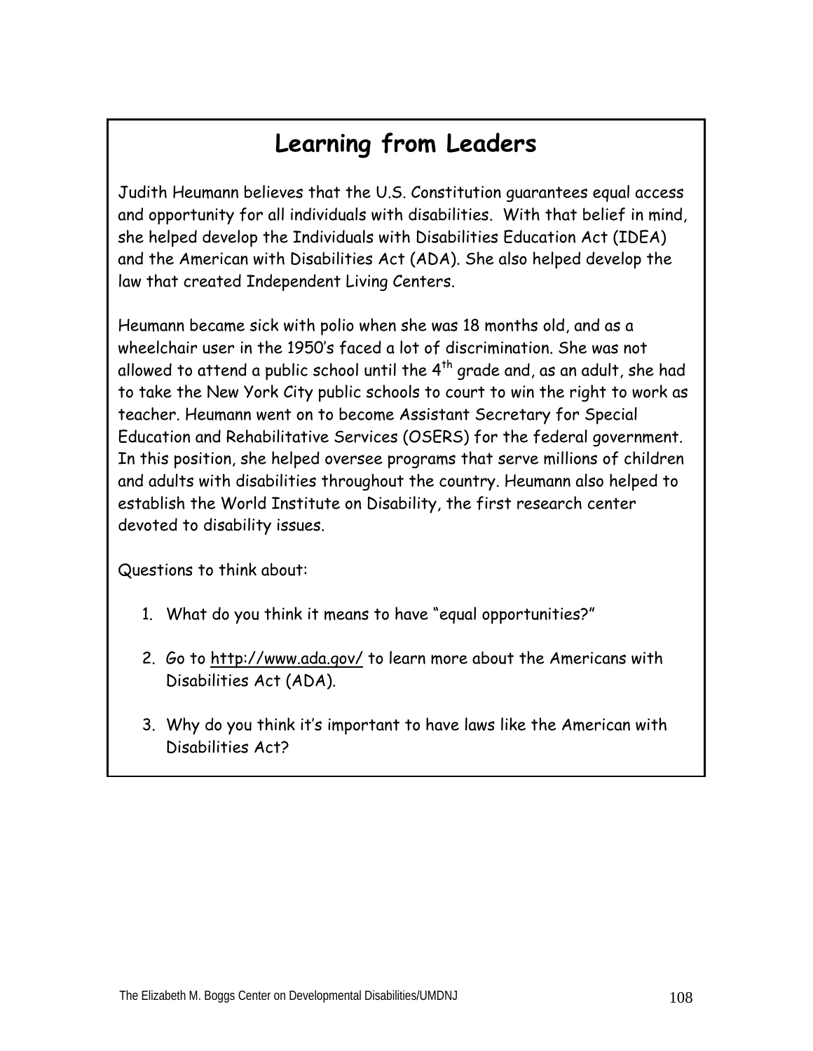# Learning from Leaders

Judith Heumann believes that the U.S. Constitution guarantees equal access and opportunity for all individuals with disabilities. With that belief in mind, she helped develop the Individuals with Disabilities Education Act (IDEA) and the American with Disabilities Act (ADA). She also helped develop the law that created Independent Living Centers.

Heumann became sick with polio when she was 18 months old, and as a wheelchair user in the 1950's faced a lot of discrimination. She was not allowed to attend a public school until the 4th grade and, as an adult, she had to take the New York City public schools to court to win the right to work as teacher. Heumann went on to become Assistant Secretary for Special Education and Rehabilitative Services (OSERS) for the federal government. In this position, she helped oversee programs that serve millions of children and adults with disabilities throughout the country. Heumann also helped to establish the World Institute on Disability, the first research center devoted to disability issues.

Questions to think about:

1. What do you think it means to have "equal opportunities?"

2. Go to http://www.ada.gov/ to learn more about the Americans with Disabilities Act (ADA).

3. Why do you think it's important to have laws like the American with Disabilities Act?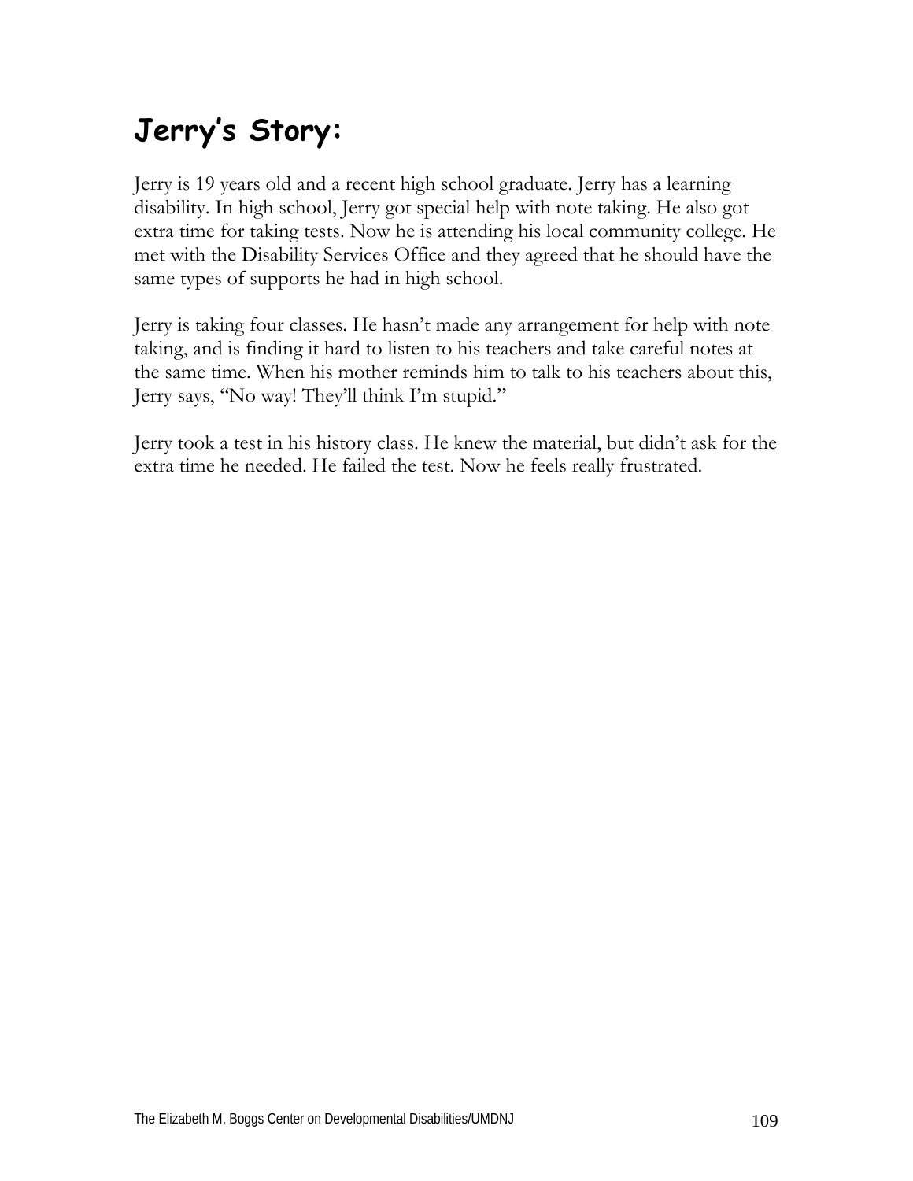# Jerry's Story:

Jerry is 19 years old and a recent high school graduate. Jerry has a learning disability. In high school, Jerry got special help with note taking. He also got extra time for taking tests. Now he is attending his local community college. He met with the Disability Services Office and they agreed that he should have the same types of supports he had in high school.

Jerry is taking four classes. He hasn't made any arrangement for help with note taking, and is finding it hard to listen to his teachers and take careful notes at the same time. When his mother reminds him to talk to his teachers about this, Jerry says, "No way! They'll think I'm stupid."

Jerry took a test in his history class. He knew the material, but didn't ask for the extra time he needed. He failed the test. Now he feels really frustrated.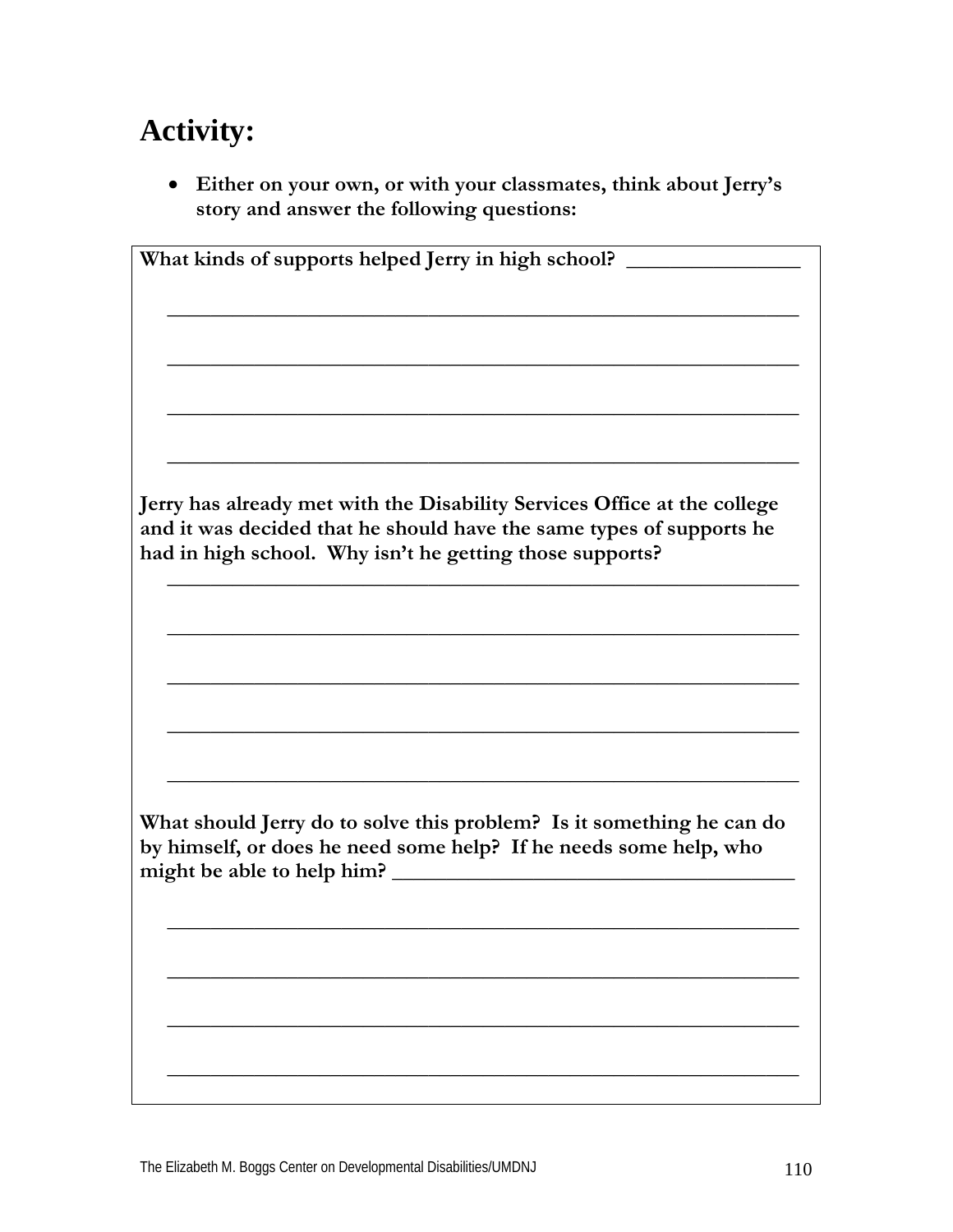# Activity:

- **Either on your own, or with your classmates, think about Jerry's story and answer the following questions:**

**What kinds of supports helped Jerry in high school?** ________________

______________________________________________________________

______________________________________________________________

______________________________________________________________

______________________________________________________________

**Jerry has already met with the Disability Services Office at the college and it was decided that he should have the same types of supports he had in high school. Why isn't he getting those supports?**

______________________________________________________________

______________________________________________________________

______________________________________________________________

______________________________________________________________

______________________________________________________________

**What should Jerry do to solve this problem? Is it something he can do by himself, or does he need some help? If he needs some help, who might be able to help him?** ________________________________________

______________________________________________________________

______________________________________________________________

______________________________________________________________

______________________________________________________________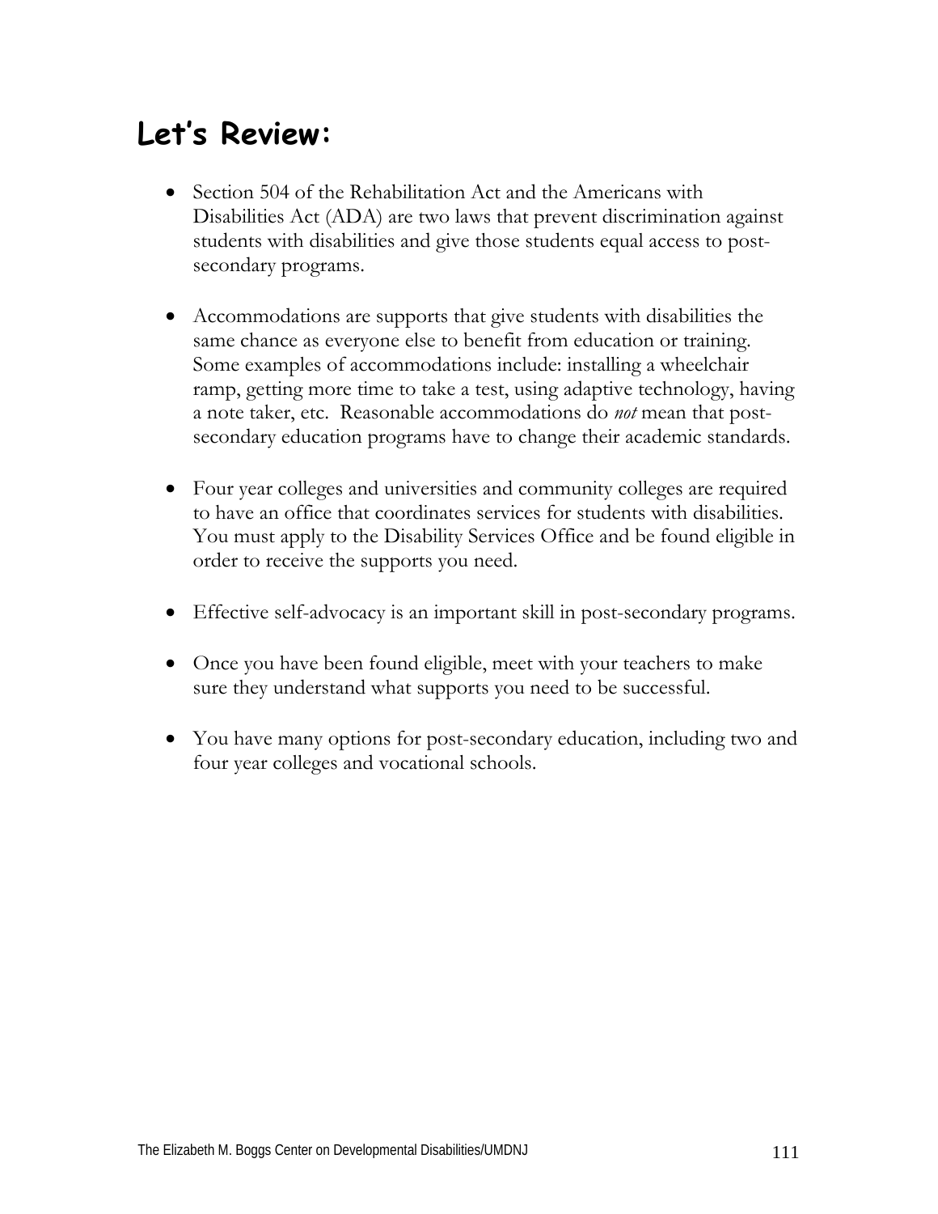# Let's Review:

- Section 504 of the Rehabilitation Act and the Americans with Disabilities Act (ADA) are two laws that prevent discrimination against students with disabilities and give those students equal access to post-secondary programs.

- Accommodations are supports that give students with disabilities the same chance as everyone else to benefit from education or training. Some examples of accommodations include: installing a wheelchair ramp, getting more time to take a test, using adaptive technology, having a note taker, etc. Reasonable accommodations do *not* mean that post-secondary education programs have to change their academic standards.

- Four year colleges and universities and community colleges are required to have an office that coordinates services for students with disabilities. You must apply to the Disability Services Office and be found eligible in order to receive the supports you need.

- Effective self-advocacy is an important skill in post-secondary programs.

- Once you have been found eligible, meet with your teachers to make sure they understand what supports you need to be successful.

- You have many options for post-secondary education, including two and four year colleges and vocational schools.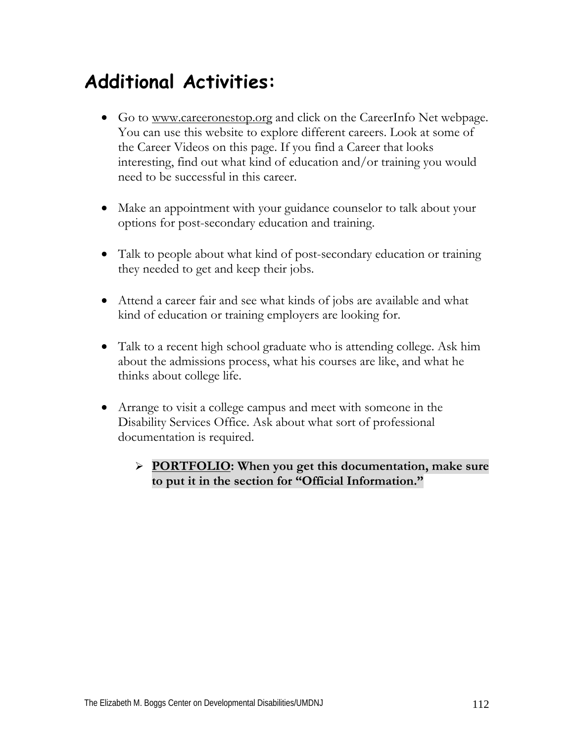# Additional Activities:

- Go to www.careeronestop.org and click on the CareerInfo Net webpage. You can use this website to explore different careers. Look at some of the Career Videos on this page. If you find a Career that looks interesting, find out what kind of education and/or training you would need to be successful in this career.

- Make an appointment with your guidance counselor to talk about your options for post-secondary education and training.

- Talk to people about what kind of post-secondary education or training they needed to get and keep their jobs.

- Attend a career fair and see what kinds of jobs are available and what kind of education or training employers are looking for.

- Talk to a recent high school graduate who is attending college. Ask him about the admissions process, what his courses are like, and what he thinks about college life.

- Arrange to visit a college campus and meet with someone in the Disability Services Office. Ask about what sort of professional documentation is required.

  - **PORTFOLIO: When you get this documentation, make sure to put it in the section for "Official Information."**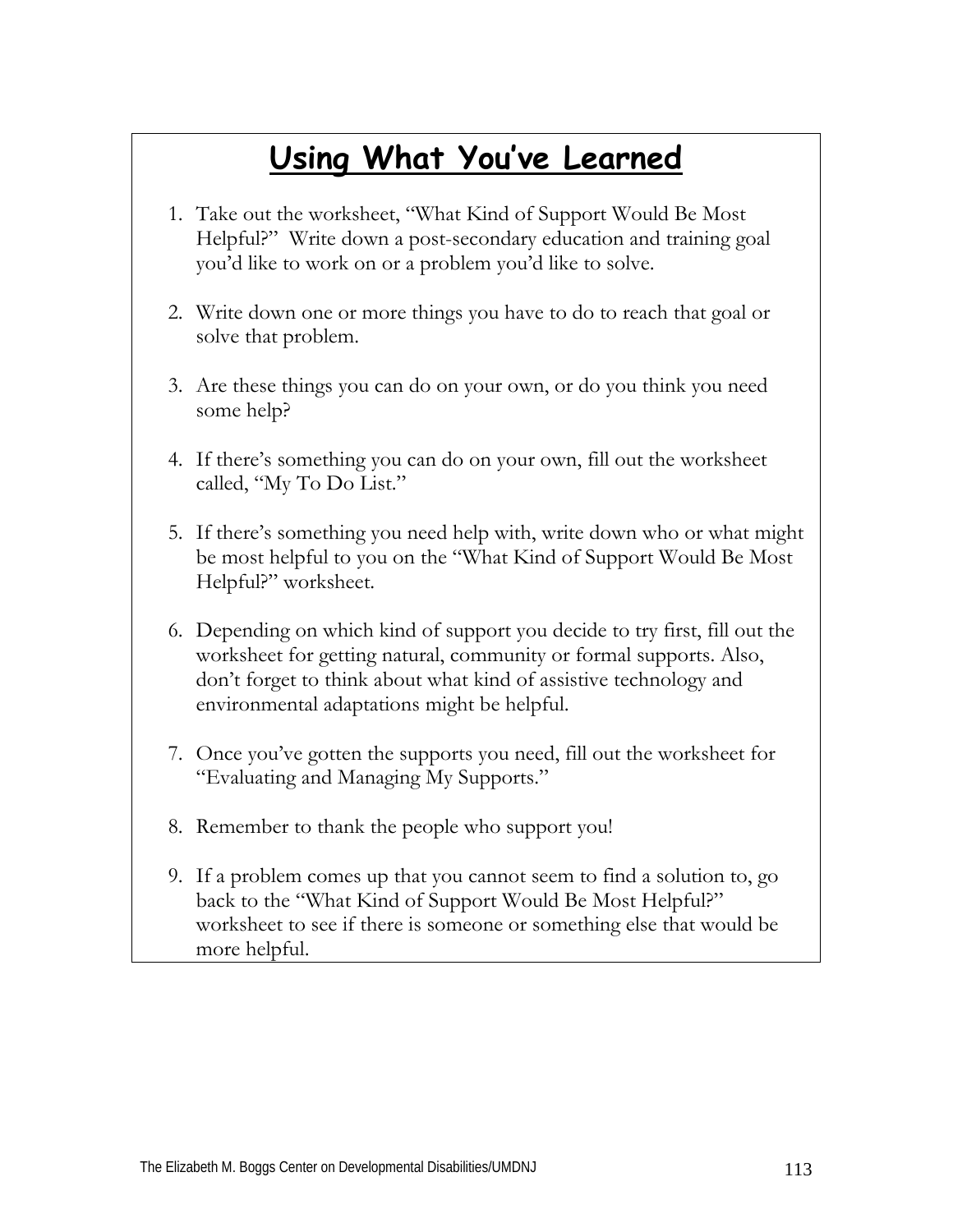# Using What You've Learned

1. Take out the worksheet, "What Kind of Support Would Be Most Helpful?" Write down a post-secondary education and training goal you'd like to work on or a problem you'd like to solve.

2. Write down one or more things you have to do to reach that goal or solve that problem.

3. Are these things you can do on your own, or do you think you need some help?

4. If there's something you can do on your own, fill out the worksheet called, "My To Do List."

5. If there's something you need help with, write down who or what might be most helpful to you on the "What Kind of Support Would Be Most Helpful?" worksheet.

6. Depending on which kind of support you decide to try first, fill out the worksheet for getting natural, community or formal supports. Also, don't forget to think about what kind of assistive technology and environmental adaptations might be helpful.

7. Once you've gotten the supports you need, fill out the worksheet for "Evaluating and Managing My Supports."

8. Remember to thank the people who support you!

9. If a problem comes up that you cannot seem to find a solution to, go back to the "What Kind of Support Would Be Most Helpful?" worksheet to see if there is someone or something else that would be more helpful.